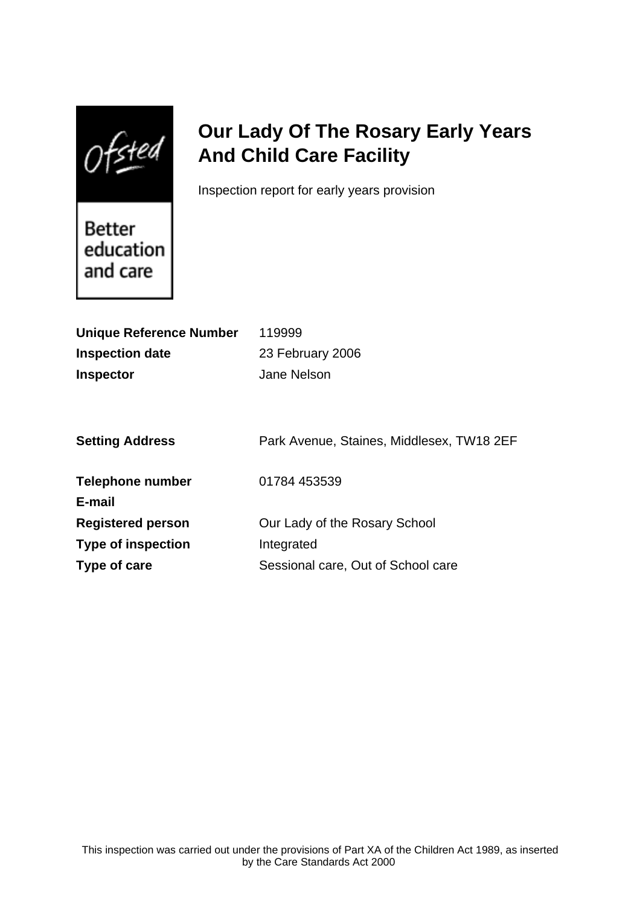Ofsted

Better education and care

# Our Lady Of The Rosary Early Years And Child Care Facility

Inspection report for early years provision

| | |
|---|---|
| **Unique Reference Number** | 119999 |
| **Inspection date** | 23 February 2006 |
| **Inspector** | Jane Nelson |

| | |
|---|---|
| **Setting Address** | Park Avenue, Staines, Middlesex, TW18 2EF |
| **Telephone number** | 01784 453539 |
| **E-mail** | |
| **Registered person** | Our Lady of the Rosary School |
| **Type of inspection** | Integrated |
| **Type of care** | Sessional care, Out of School care |

This inspection was carried out under the provisions of Part XA of the Children Act 1989, as inserted by the Care Standards Act 2000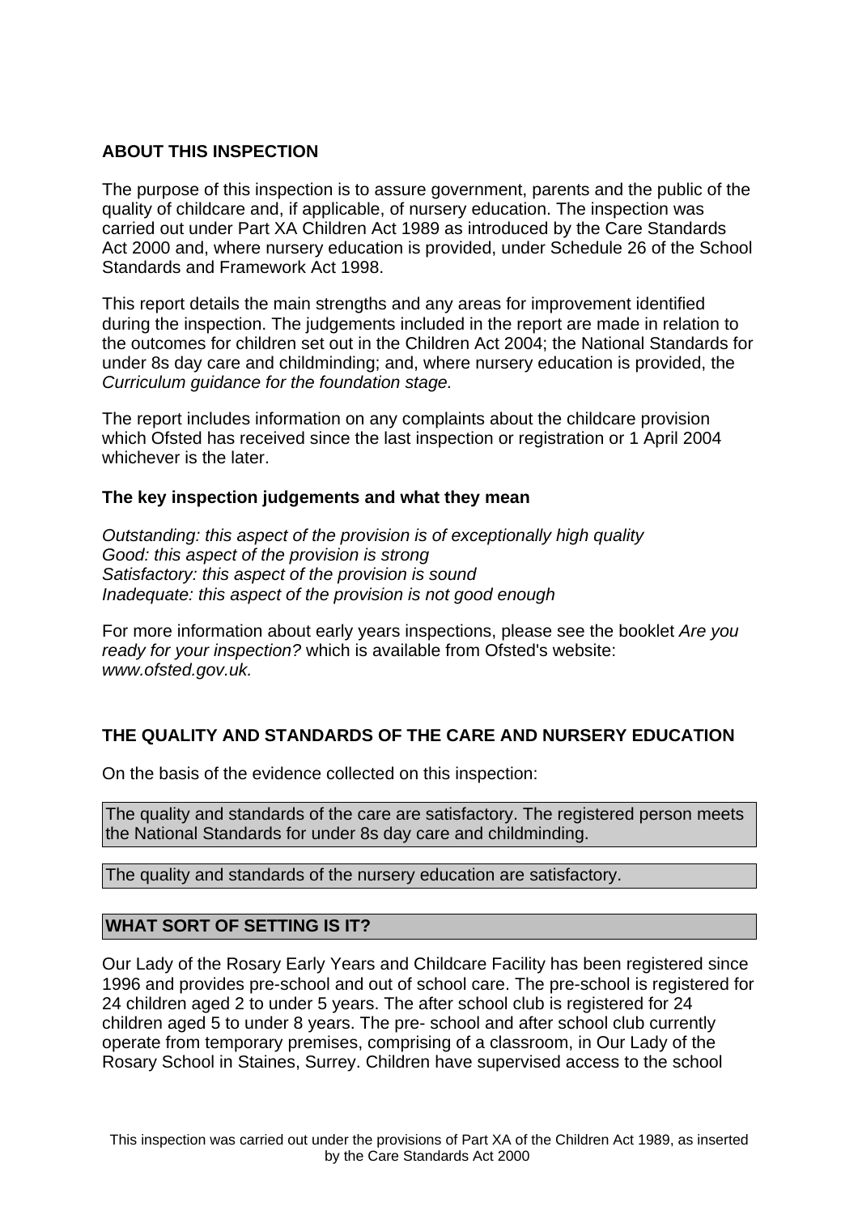## ABOUT THIS INSPECTION

The purpose of this inspection is to assure government, parents and the public of the quality of childcare and, if applicable, of nursery education. The inspection was carried out under Part XA Children Act 1989 as introduced by the Care Standards Act 2000 and, where nursery education is provided, under Schedule 26 of the School Standards and Framework Act 1998.

This report details the main strengths and any areas for improvement identified during the inspection. The judgements included in the report are made in relation to the outcomes for children set out in the Children Act 2004; the National Standards for under 8s day care and childminding; and, where nursery education is provided, the *Curriculum guidance for the foundation stage.*

The report includes information on any complaints about the childcare provision which Ofsted has received since the last inspection or registration or 1 April 2004 whichever is the later.

### The key inspection judgements and what they mean

*Outstanding: this aspect of the provision is of exceptionally high quality*
*Good: this aspect of the provision is strong*
*Satisfactory: this aspect of the provision is sound*
*Inadequate: this aspect of the provision is not good enough*

For more information about early years inspections, please see the booklet *Are you ready for your inspection?* which is available from Ofsted's website: *www.ofsted.gov.uk.*

## THE QUALITY AND STANDARDS OF THE CARE AND NURSERY EDUCATION

On the basis of the evidence collected on this inspection:

The quality and standards of the care are satisfactory. The registered person meets the National Standards for under 8s day care and childminding.

The quality and standards of the nursery education are satisfactory.

## WHAT SORT OF SETTING IS IT?

Our Lady of the Rosary Early Years and Childcare Facility has been registered since 1996 and provides pre-school and out of school care. The pre-school is registered for 24 children aged 2 to under 5 years. The after school club is registered for 24 children aged 5 to under 8 years. The pre- school and after school club currently operate from temporary premises, comprising of a classroom, in Our Lady of the Rosary School in Staines, Surrey. Children have supervised access to the school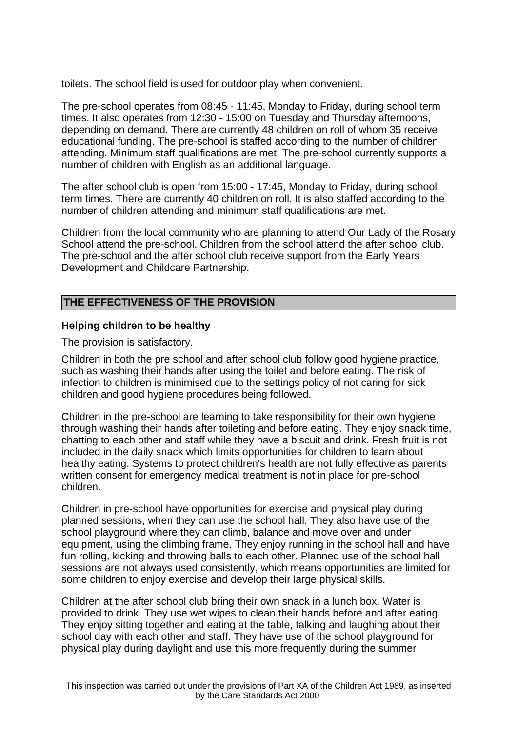toilets. The school field is used for outdoor play when convenient.

The pre-school operates from 08:45 - 11:45, Monday to Friday, during school term times. It also operates from 12:30 - 15:00 on Tuesday and Thursday afternoons, depending on demand. There are currently 48 children on roll of whom 35 receive educational funding. The pre-school is staffed according to the number of children attending. Minimum staff qualifications are met. The pre-school currently supports a number of children with English as an additional language.

The after school club is open from 15:00 - 17:45, Monday to Friday, during school term times. There are currently 40 children on roll. It is also staffed according to the number of children attending and minimum staff qualifications are met.

Children from the local community who are planning to attend Our Lady of the Rosary School attend the pre-school. Children from the school attend the after school club. The pre-school and the after school club receive support from the Early Years Development and Childcare Partnership.

## THE EFFECTIVENESS OF THE PROVISION

### Helping children to be healthy

The provision is satisfactory.

Children in both the pre school and after school club follow good hygiene practice, such as washing their hands after using the toilet and before eating. The risk of infection to children is minimised due to the settings policy of not caring for sick children and good hygiene procedures being followed.

Children in the pre-school are learning to take responsibility for their own hygiene through washing their hands after toileting and before eating. They enjoy snack time, chatting to each other and staff while they have a biscuit and drink. Fresh fruit is not included in the daily snack which limits opportunities for children to learn about healthy eating. Systems to protect children's health are not fully effective as parents written consent for emergency medical treatment is not in place for pre-school children.

Children in pre-school have opportunities for exercise and physical play during planned sessions, when they can use the school hall. They also have use of the school playground where they can climb, balance and move over and under equipment, using the climbing frame. They enjoy running in the school hall and have fun rolling, kicking and throwing balls to each other. Planned use of the school hall sessions are not always used consistently, which means opportunities are limited for some children to enjoy exercise and develop their large physical skills.

Children at the after school club bring their own snack in a lunch box. Water is provided to drink. They use wet wipes to clean their hands before and after eating. They enjoy sitting together and eating at the table, talking and laughing about their school day with each other and staff. They have use of the school playground for physical play during daylight and use this more frequently during the summer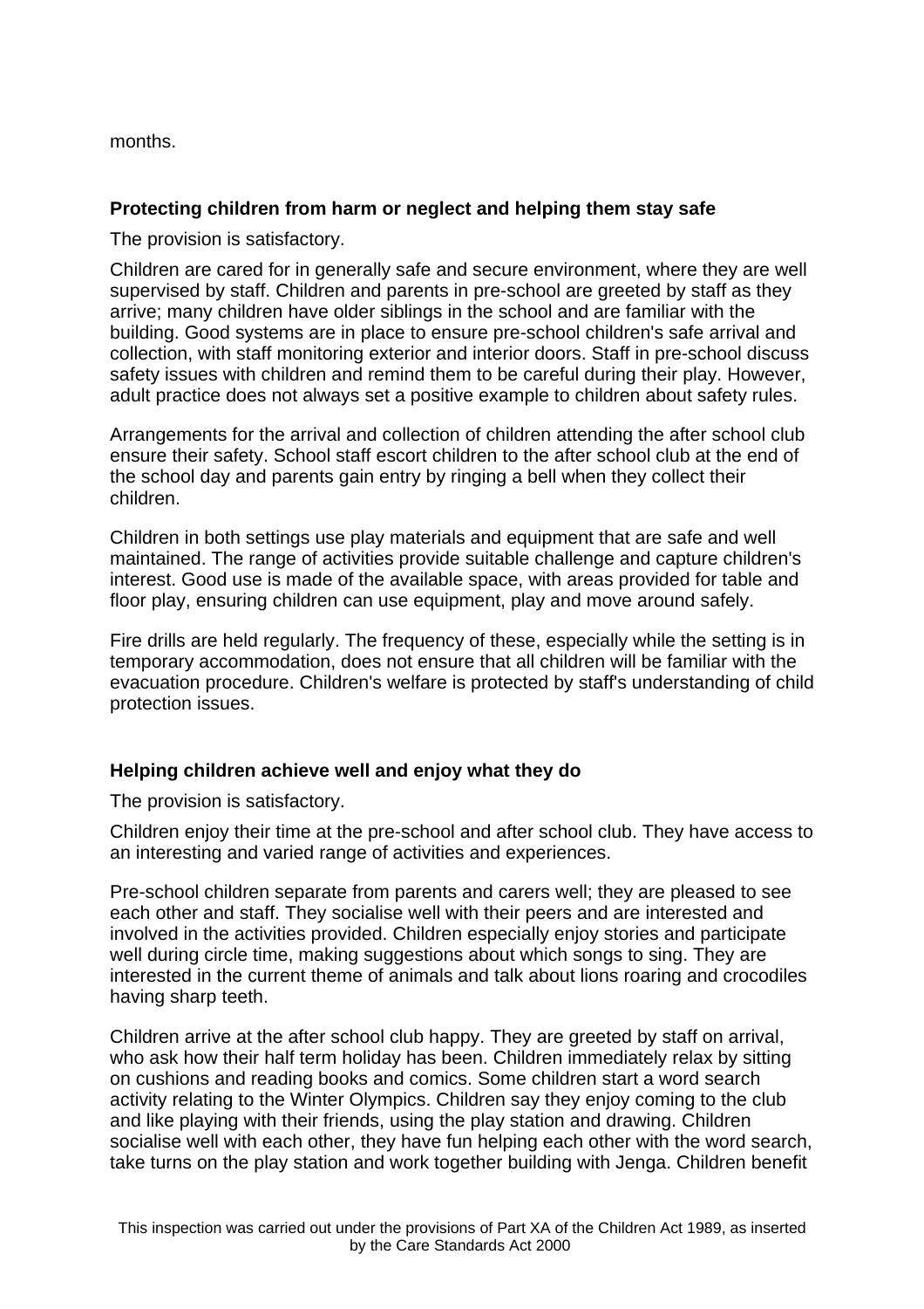months.

### Protecting children from harm or neglect and helping them stay safe

The provision is satisfactory.

Children are cared for in generally safe and secure environment, where they are well supervised by staff. Children and parents in pre-school are greeted by staff as they arrive; many children have older siblings in the school and are familiar with the building. Good systems are in place to ensure pre-school children's safe arrival and collection, with staff monitoring exterior and interior doors. Staff in pre-school discuss safety issues with children and remind them to be careful during their play. However, adult practice does not always set a positive example to children about safety rules.

Arrangements for the arrival and collection of children attending the after school club ensure their safety. School staff escort children to the after school club at the end of the school day and parents gain entry by ringing a bell when they collect their children.

Children in both settings use play materials and equipment that are safe and well maintained. The range of activities provide suitable challenge and capture children's interest. Good use is made of the available space, with areas provided for table and floor play, ensuring children can use equipment, play and move around safely.

Fire drills are held regularly. The frequency of these, especially while the setting is in temporary accommodation, does not ensure that all children will be familiar with the evacuation procedure. Children's welfare is protected by staff's understanding of child protection issues.

### Helping children achieve well and enjoy what they do

The provision is satisfactory.

Children enjoy their time at the pre-school and after school club. They have access to an interesting and varied range of activities and experiences.

Pre-school children separate from parents and carers well; they are pleased to see each other and staff. They socialise well with their peers and are interested and involved in the activities provided. Children especially enjoy stories and participate well during circle time, making suggestions about which songs to sing. They are interested in the current theme of animals and talk about lions roaring and crocodiles having sharp teeth.

Children arrive at the after school club happy. They are greeted by staff on arrival, who ask how their half term holiday has been. Children immediately relax by sitting on cushions and reading books and comics. Some children start a word search activity relating to the Winter Olympics. Children say they enjoy coming to the club and like playing with their friends, using the play station and drawing. Children socialise well with each other, they have fun helping each other with the word search, take turns on the play station and work together building with Jenga. Children benefit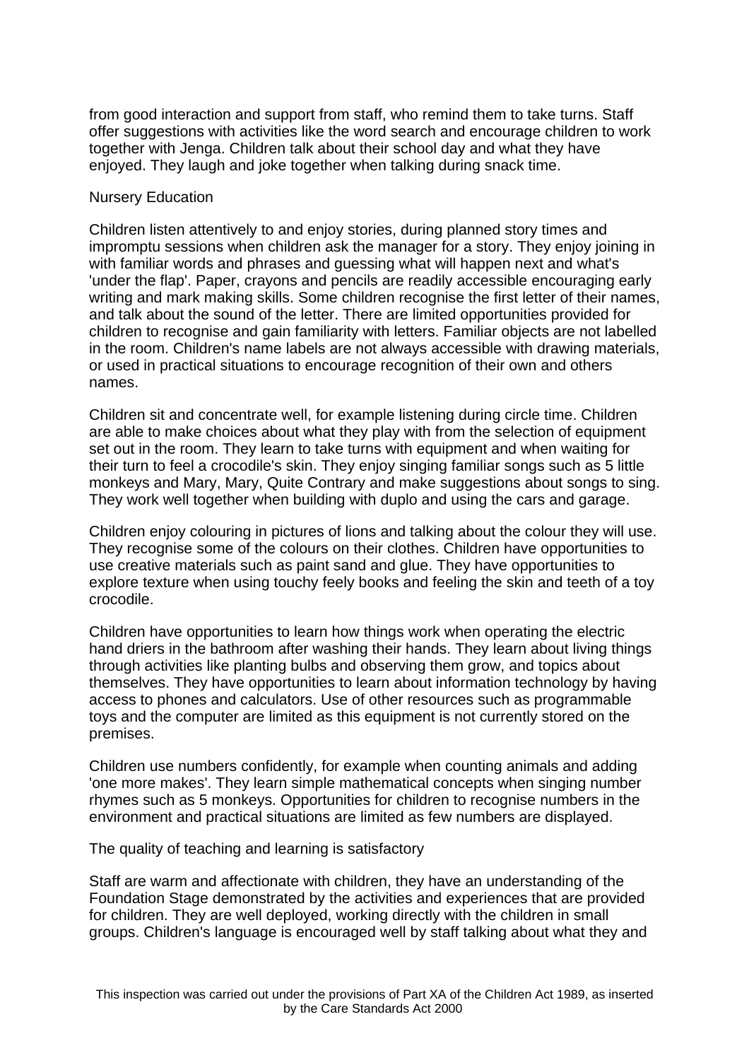from good interaction and support from staff, who remind them to take turns. Staff offer suggestions with activities like the word search and encourage children to work together with Jenga. Children talk about their school day and what they have enjoyed. They laugh and joke together when talking during snack time.

Nursery Education

Children listen attentively to and enjoy stories, during planned story times and impromptu sessions when children ask the manager for a story. They enjoy joining in with familiar words and phrases and guessing what will happen next and what's 'under the flap'. Paper, crayons and pencils are readily accessible encouraging early writing and mark making skills. Some children recognise the first letter of their names, and talk about the sound of the letter. There are limited opportunities provided for children to recognise and gain familiarity with letters. Familiar objects are not labelled in the room. Children's name labels are not always accessible with drawing materials, or used in practical situations to encourage recognition of their own and others names.

Children sit and concentrate well, for example listening during circle time. Children are able to make choices about what they play with from the selection of equipment set out in the room. They learn to take turns with equipment and when waiting for their turn to feel a crocodile's skin. They enjoy singing familiar songs such as 5 little monkeys and Mary, Mary, Quite Contrary and make suggestions about songs to sing. They work well together when building with duplo and using the cars and garage.

Children enjoy colouring in pictures of lions and talking about the colour they will use. They recognise some of the colours on their clothes. Children have opportunities to use creative materials such as paint sand and glue. They have opportunities to explore texture when using touchy feely books and feeling the skin and teeth of a toy crocodile.

Children have opportunities to learn how things work when operating the electric hand driers in the bathroom after washing their hands. They learn about living things through activities like planting bulbs and observing them grow, and topics about themselves. They have opportunities to learn about information technology by having access to phones and calculators. Use of other resources such as programmable toys and the computer are limited as this equipment is not currently stored on the premises.

Children use numbers confidently, for example when counting animals and adding 'one more makes'. They learn simple mathematical concepts when singing number rhymes such as 5 monkeys. Opportunities for children to recognise numbers in the environment and practical situations are limited as few numbers are displayed.

The quality of teaching and learning is satisfactory

Staff are warm and affectionate with children, they have an understanding of the Foundation Stage demonstrated by the activities and experiences that are provided for children. They are well deployed, working directly with the children in small groups. Children's language is encouraged well by staff talking about what they and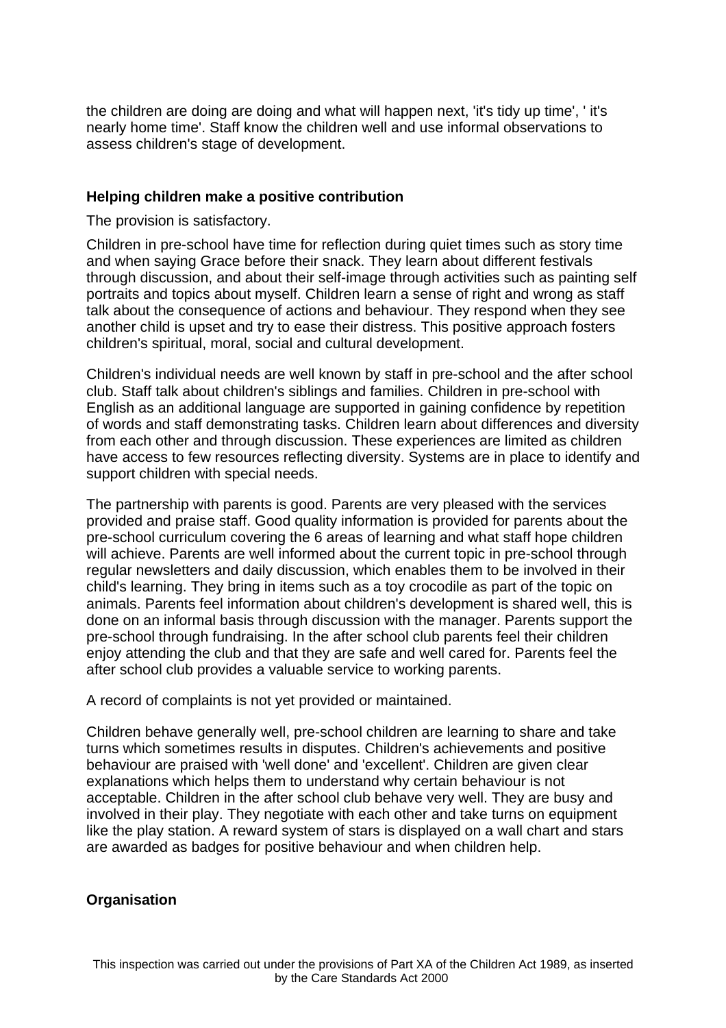the children are doing are doing and what will happen next, 'it's tidy up time', ' it's nearly home time'. Staff know the children well and use informal observations to assess children's stage of development.

**Helping children make a positive contribution**

The provision is satisfactory.

Children in pre-school have time for reflection during quiet times such as story time and when saying Grace before their snack. They learn about different festivals through discussion, and about their self-image through activities such as painting self portraits and topics about myself. Children learn a sense of right and wrong as staff talk about the consequence of actions and behaviour. They respond when they see another child is upset and try to ease their distress. This positive approach fosters children's spiritual, moral, social and cultural development.

Children's individual needs are well known by staff in pre-school and the after school club. Staff talk about children's siblings and families. Children in pre-school with English as an additional language are supported in gaining confidence by repetition of words and staff demonstrating tasks. Children learn about differences and diversity from each other and through discussion. These experiences are limited as children have access to few resources reflecting diversity. Systems are in place to identify and support children with special needs.

The partnership with parents is good. Parents are very pleased with the services provided and praise staff. Good quality information is provided for parents about the pre-school curriculum covering the 6 areas of learning and what staff hope children will achieve. Parents are well informed about the current topic in pre-school through regular newsletters and daily discussion, which enables them to be involved in their child's learning. They bring in items such as a toy crocodile as part of the topic on animals. Parents feel information about children's development is shared well, this is done on an informal basis through discussion with the manager. Parents support the pre-school through fundraising. In the after school club parents feel their children enjoy attending the club and that they are safe and well cared for. Parents feel the after school club provides a valuable service to working parents.

A record of complaints is not yet provided or maintained.

Children behave generally well, pre-school children are learning to share and take turns which sometimes results in disputes. Children's achievements and positive behaviour are praised with 'well done' and 'excellent'. Children are given clear explanations which helps them to understand why certain behaviour is not acceptable. Children in the after school club behave very well. They are busy and involved in their play. They negotiate with each other and take turns on equipment like the play station. A reward system of stars is displayed on a wall chart and stars are awarded as badges for positive behaviour and when children help.

**Organisation**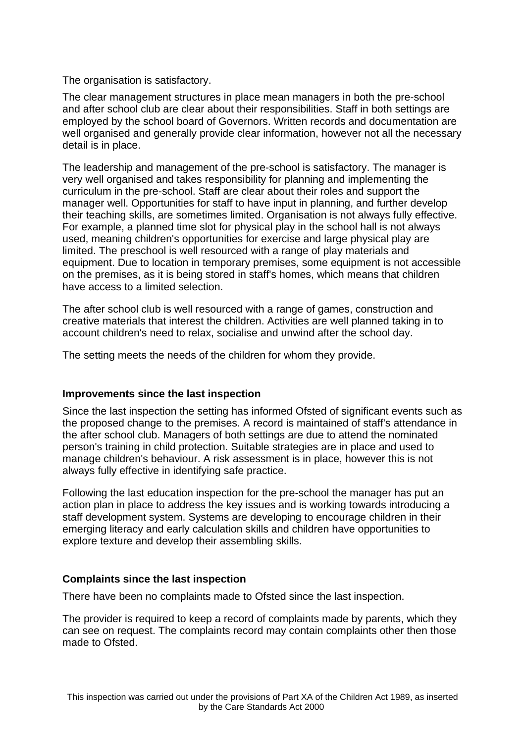The organisation is satisfactory.

The clear management structures in place mean managers in both the pre-school and after school club are clear about their responsibilities. Staff in both settings are employed by the school board of Governors. Written records and documentation are well organised and generally provide clear information, however not all the necessary detail is in place.

The leadership and management of the pre-school is satisfactory. The manager is very well organised and takes responsibility for planning and implementing the curriculum in the pre-school. Staff are clear about their roles and support the manager well. Opportunities for staff to have input in planning, and further develop their teaching skills, are sometimes limited. Organisation is not always fully effective. For example, a planned time slot for physical play in the school hall is not always used, meaning children's opportunities for exercise and large physical play are limited. The preschool is well resourced with a range of play materials and equipment. Due to location in temporary premises, some equipment is not accessible on the premises, as it is being stored in staff's homes, which means that children have access to a limited selection.

The after school club is well resourced with a range of games, construction and creative materials that interest the children. Activities are well planned taking in to account children's need to relax, socialise and unwind after the school day.

The setting meets the needs of the children for whom they provide.

**Improvements since the last inspection**

Since the last inspection the setting has informed Ofsted of significant events such as the proposed change to the premises. A record is maintained of staff's attendance in the after school club. Managers of both settings are due to attend the nominated person's training in child protection. Suitable strategies are in place and used to manage children's behaviour. A risk assessment is in place, however this is not always fully effective in identifying safe practice.

Following the last education inspection for the pre-school the manager has put an action plan in place to address the key issues and is working towards introducing a staff development system. Systems are developing to encourage children in their emerging literacy and early calculation skills and children have opportunities to explore texture and develop their assembling skills.

**Complaints since the last inspection**

There have been no complaints made to Ofsted since the last inspection.

The provider is required to keep a record of complaints made by parents, which they can see on request. The complaints record may contain complaints other then those made to Ofsted.

This inspection was carried out under the provisions of Part XA of the Children Act 1989, as inserted by the Care Standards Act 2000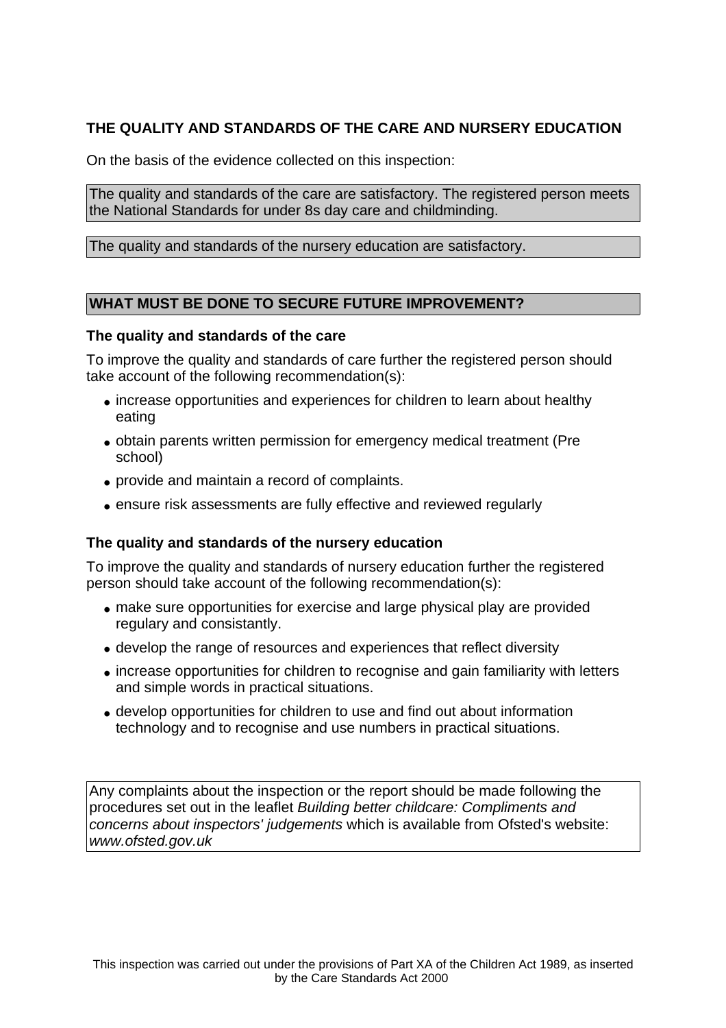## THE QUALITY AND STANDARDS OF THE CARE AND NURSERY EDUCATION

On the basis of the evidence collected on this inspection:

The quality and standards of the care are satisfactory. The registered person meets the National Standards for under 8s day care and childminding.

The quality and standards of the nursery education are satisfactory.

## WHAT MUST BE DONE TO SECURE FUTURE IMPROVEMENT?

### The quality and standards of the care

To improve the quality and standards of care further the registered person should take account of the following recommendation(s):

- increase opportunities and experiences for children to learn about healthy eating
- obtain parents written permission for emergency medical treatment (Pre school)
- provide and maintain a record of complaints.
- ensure risk assessments are fully effective and reviewed regularly

### The quality and standards of the nursery education

To improve the quality and standards of nursery education further the registered person should take account of the following recommendation(s):

- make sure opportunities for exercise and large physical play are provided regulary and consistantly.
- develop the range of resources and experiences that reflect diversity
- increase opportunities for children to recognise and gain familiarity with letters and simple words in practical situations.
- develop opportunities for children to use and find out about information technology and to recognise and use numbers in practical situations.

Any complaints about the inspection or the report should be made following the procedures set out in the leaflet *Building better childcare: Compliments and concerns about inspectors' judgements* which is available from Ofsted's website: *www.ofsted.gov.uk*

This inspection was carried out under the provisions of Part XA of the Children Act 1989, as inserted by the Care Standards Act 2000